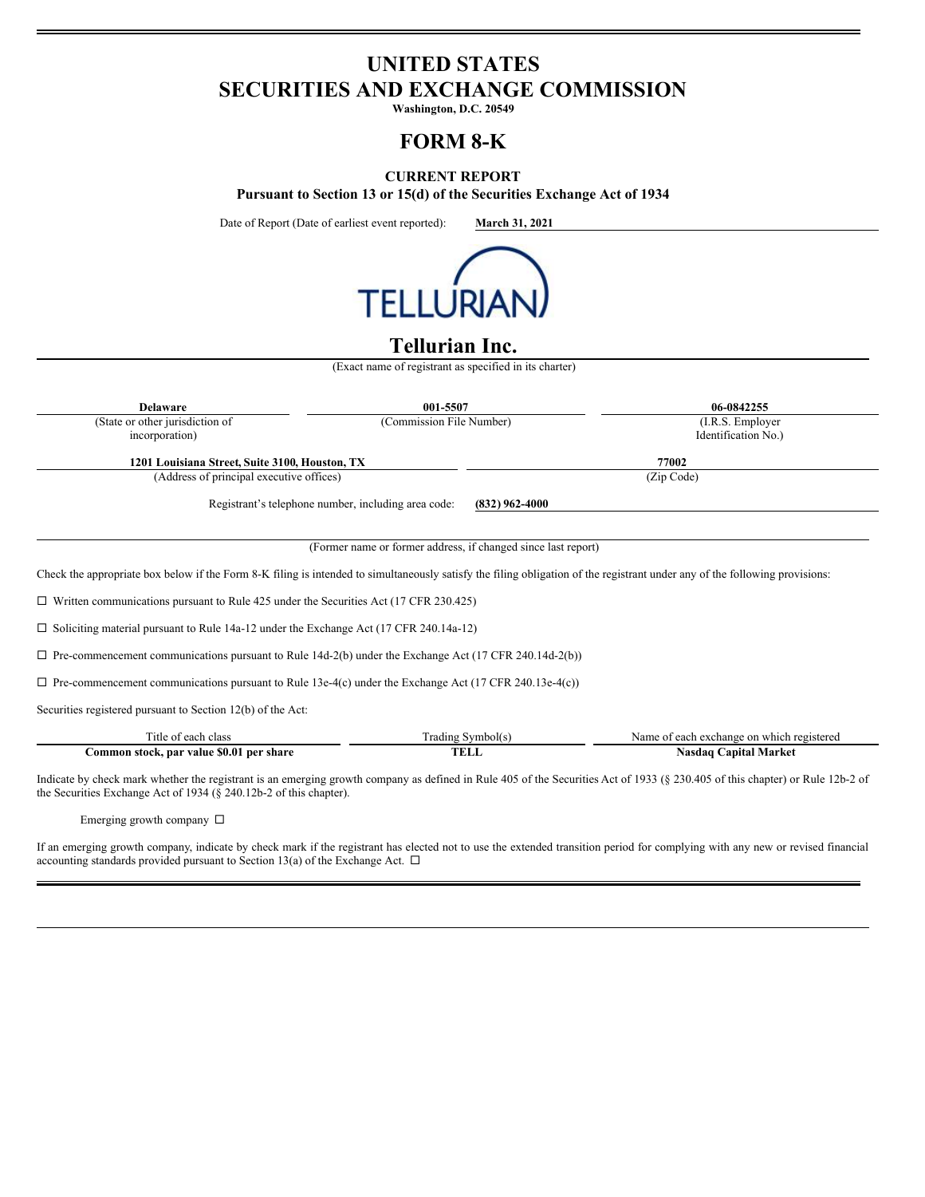# UNITED STATES
# SECURITIES AND EXCHANGE COMMISSION

**Washington, D.C. 20549**

# FORM 8-K

**CURRENT REPORT**

**Pursuant to Section 13 or 15(d) of the Securities Exchange Act of 1934**

Date of Report (Date of earliest event reported): **March 31, 2021**

TELLURIAN

# Tellurian Inc.

(Exact name of registrant as specified in its charter)

| **Delaware** | **001-5507** | **06-0842255** |
|---|---|---|
| (State or other jurisdiction of incorporation) | (Commission File Number) | (I.R.S. Employer Identification No.) |

| **1201 Louisiana Street, Suite 3100, Houston, TX** | **77002** |
|---|---|
| (Address of principal executive offices) | (Zip Code) |

Registrant's telephone number, including area code: **(832) 962-4000**

(Former name or former address, if changed since last report)

Check the appropriate box below if the Form 8-K filing is intended to simultaneously satisfy the filing obligation of the registrant under any of the following provisions:

☐ Written communications pursuant to Rule 425 under the Securities Act (17 CFR 230.425)

☐ Soliciting material pursuant to Rule 14a-12 under the Exchange Act (17 CFR 240.14a-12)

☐ Pre-commencement communications pursuant to Rule 14d-2(b) under the Exchange Act (17 CFR 240.14d-2(b))

☐ Pre-commencement communications pursuant to Rule 13e-4(c) under the Exchange Act (17 CFR 240.13e-4(c))

Securities registered pursuant to Section 12(b) of the Act:

| Title of each class | Trading Symbol(s) | Name of each exchange on which registered |
|---|---|---|
| **Common stock, par value $0.01 per share** | **TELL** | **Nasdaq Capital Market** |

Indicate by check mark whether the registrant is an emerging growth company as defined in Rule 405 of the Securities Act of 1933 (§ 230.405 of this chapter) or Rule 12b-2 of the Securities Exchange Act of 1934 (§ 240.12b-2 of this chapter).

Emerging growth company ☐

If an emerging growth company, indicate by check mark if the registrant has elected not to use the extended transition period for complying with any new or revised financial accounting standards provided pursuant to Section 13(a) of the Exchange Act. ☐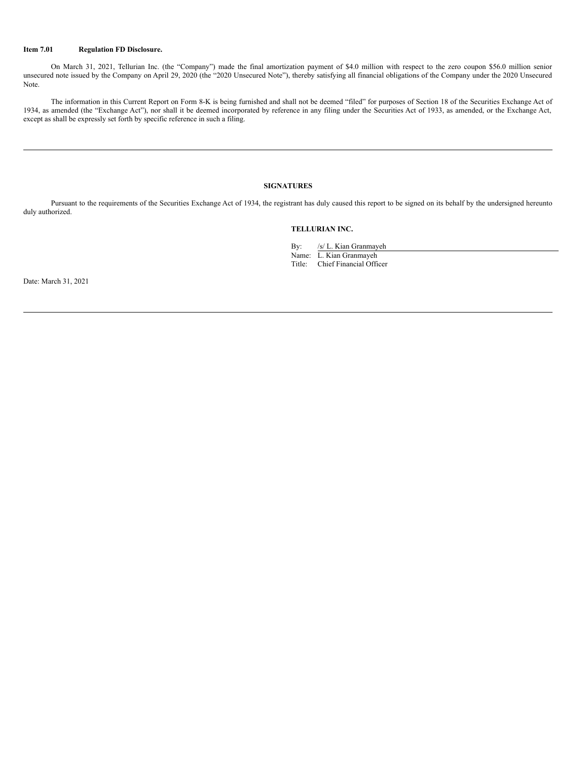**Item 7.01 Regulation FD Disclosure.**

On March 31, 2021, Tellurian Inc. (the "Company") made the final amortization payment of $4.0 million with respect to the zero coupon $56.0 million senior unsecured note issued by the Company on April 29, 2020 (the "2020 Unsecured Note"), thereby satisfying all financial obligations of the Company under the 2020 Unsecured Note.

The information in this Current Report on Form 8-K is being furnished and shall not be deemed "filed" for purposes of Section 18 of the Securities Exchange Act of 1934, as amended (the "Exchange Act"), nor shall it be deemed incorporated by reference in any filing under the Securities Act of 1933, as amended, or the Exchange Act, except as shall be expressly set forth by specific reference in such a filing.

---

**SIGNATURES**

Pursuant to the requirements of the Securities Exchange Act of 1934, the registrant has duly caused this report to be signed on its behalf by the undersigned hereunto duly authorized.

**TELLURIAN INC.**

By: /s/ L. Kian Granmayeh
Name: L. Kian Granmayeh
Title: Chief Financial Officer

Date: March 31, 2021